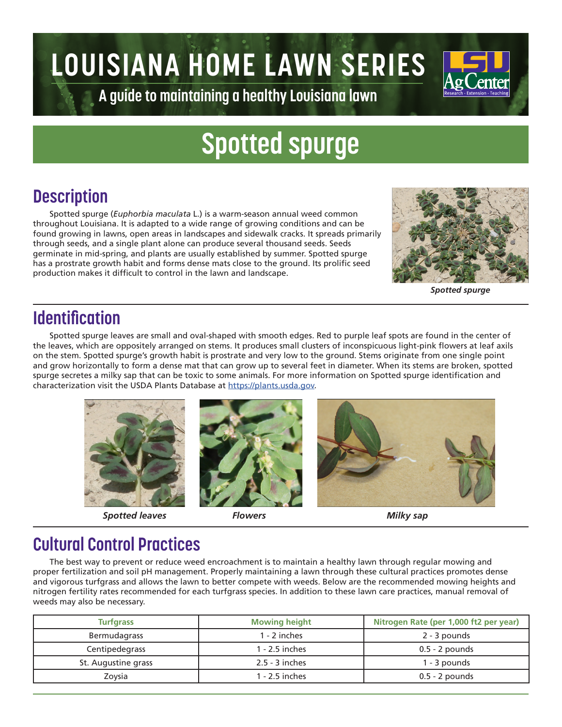# LOUISIANA HOME LAWN SERIES

A guide to maintaining a healthy Louisiana lawn

# Spotted spurge

## Description

Spotted spurge (*Euphorbia maculata* L.) is a warm-season annual weed common throughout Louisiana. It is adapted to a wide range of growing conditions and can be found growing in lawns, open areas in landscapes and sidewalk cracks. It spreads primarily through seeds, and a single plant alone can produce several thousand seeds. Seeds germinate in mid-spring, and plants are usually established by summer. Spotted spurge has a prostrate growth habit and forms dense mats close to the ground. Its prolific seed production makes it difficult to control in the lawn and landscape.

***Spotted spurge***

## Identification

Spotted spurge leaves are small and oval-shaped with smooth edges. Red to purple leaf spots are found in the center of the leaves, which are oppositely arranged on stems. It produces small clusters of inconspicuous light-pink flowers at leaf axils on the stem. Spotted spurge's growth habit is prostrate and very low to the ground. Stems originate from one single point and grow horizontally to form a dense mat that can grow up to several feet in diameter. When its stems are broken, spotted spurge secretes a milky sap that can be toxic to some animals. For more information on Spotted spurge identification and characterization visit the USDA Plants Database at https://plants.usda.gov.

***Spotted leaves*** ***Flowers*** ***Milky sap***

## Cultural Control Practices

The best way to prevent or reduce weed encroachment is to maintain a healthy lawn through regular mowing and proper fertilization and soil pH management. Properly maintaining a lawn through these cultural practices promotes dense and vigorous turfgrass and allows the lawn to better compete with weeds. Below are the recommended mowing heights and nitrogen fertility rates recommended for each turfgrass species. In addition to these lawn care practices, manual removal of weeds may also be necessary.

| Turfgrass | Mowing height | Nitrogen Rate (per 1,000 ft2 per year) |
|---|---|---|
| Bermudagrass | 1 - 2 inches | 2 - 3 pounds |
| Centipedegrass | 1 - 2.5 inches | 0.5 - 2 pounds |
| St. Augustine grass | 2.5 - 3 inches | 1 - 3 pounds |
| Zoysia | 1 - 2.5 inches | 0.5 - 2 pounds |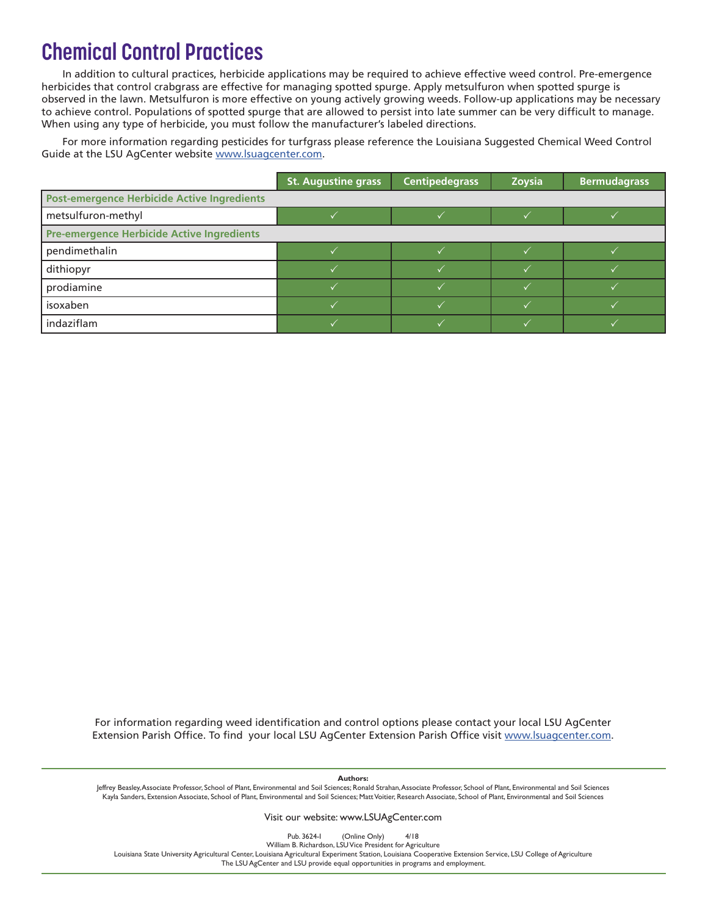# Chemical Control Practices

In addition to cultural practices, herbicide applications may be required to achieve effective weed control. Pre-emergence herbicides that control crabgrass are effective for managing spotted spurge. Apply metsulfuron when spotted spurge is observed in the lawn. Metsulfuron is more effective on young actively growing weeds. Follow-up applications may be necessary to achieve control. Populations of spotted spurge that are allowed to persist into late summer can be very difficult to manage. When using any type of herbicide, you must follow the manufacturer's labeled directions.

For more information regarding pesticides for turfgrass please reference the Louisiana Suggested Chemical Weed Control Guide at the LSU AgCenter website www.lsuagcenter.com.

| | St. Augustine grass | Centipedegrass | Zoysia | Bermudagrass |
|---|---|---|---|---|
| **Post-emergence Herbicide Active Ingredients** | | | | |
| metsulfuron-methyl | ✓ | ✓ | ✓ | ✓ |
| **Pre-emergence Herbicide Active Ingredients** | | | | |
| pendimethalin | ✓ | ✓ | ✓ | ✓ |
| dithiopyr | ✓ | ✓ | ✓ | ✓ |
| prodiamine | ✓ | ✓ | ✓ | ✓ |
| isoxaben | ✓ | ✓ | ✓ | ✓ |
| indaziflam | ✓ | ✓ | ✓ | ✓ |

For information regarding weed identification and control options please contact your local LSU AgCenter Extension Parish Office. To find your local LSU AgCenter Extension Parish Office visit www.lsuagcenter.com.

**Authors:**

Jeffrey Beasley, Associate Professor, School of Plant, Environmental and Soil Sciences; Ronald Strahan, Associate Professor, School of Plant, Environmental and Soil Sciences
Kayla Sanders, Extension Associate, School of Plant, Environmental and Soil Sciences; Matt Voitier, Research Associate, School of Plant, Environmental and Soil Sciences

Visit our website: www.LSUAgCenter.com

Pub. 3624-I (Online Only) 4/18
William B. Richardson, LSU Vice President for Agriculture
Louisiana State University Agricultural Center, Louisiana Agricultural Experiment Station, Louisiana Cooperative Extension Service, LSU College of Agriculture
The LSU AgCenter and LSU provide equal opportunities in programs and employment.